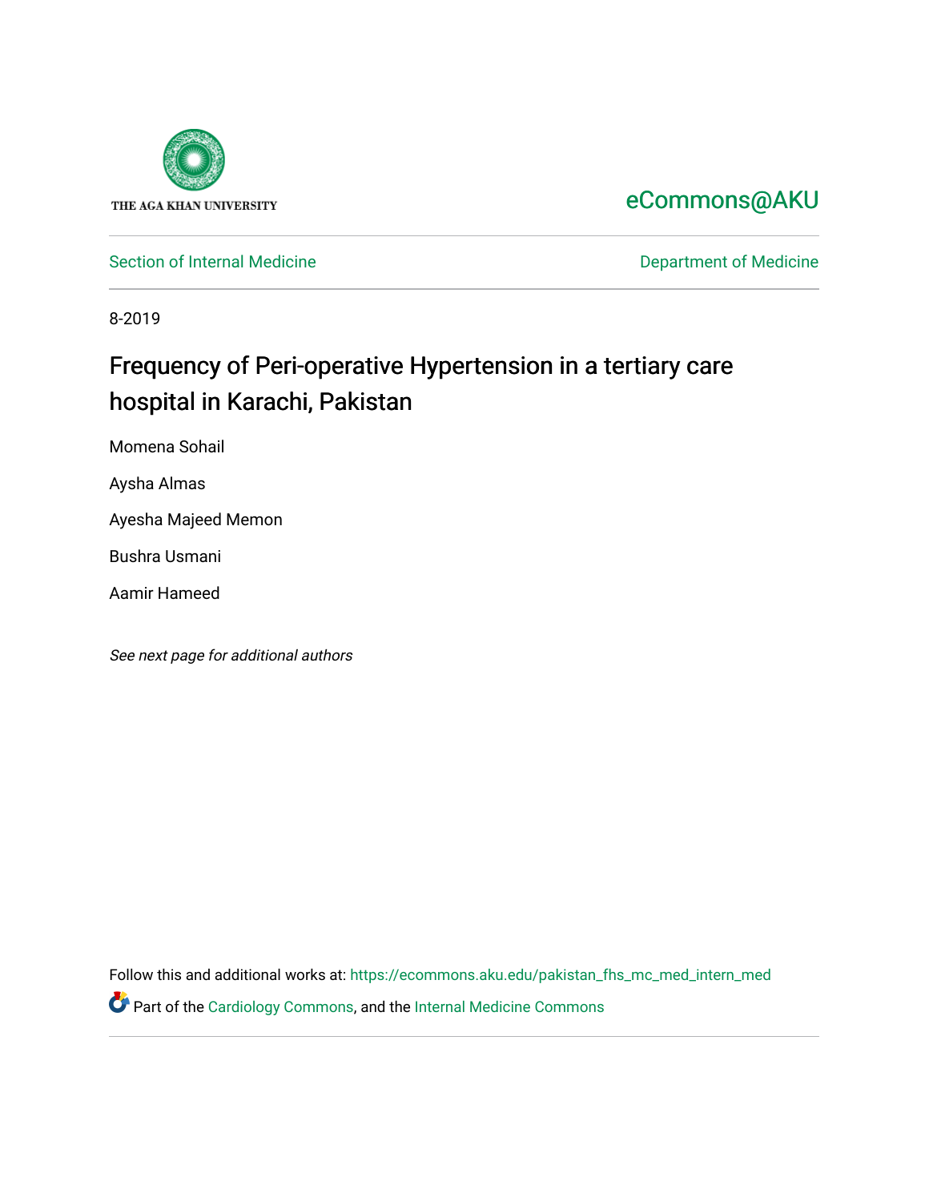THE AGA KHAN UNIVERSITY

eCommons@AKU

Section of Internal Medicine

Department of Medicine

8-2019

# Frequency of Peri-operative Hypertension in a tertiary care hospital in Karachi, Pakistan

Momena Sohail

Aysha Almas

Ayesha Majeed Memon

Bushra Usmani

Aamir Hameed

*See next page for additional authors*

Follow this and additional works at: https://ecommons.aku.edu/pakistan_fhs_mc_med_intern_med

Part of the Cardiology Commons, and the Internal Medicine Commons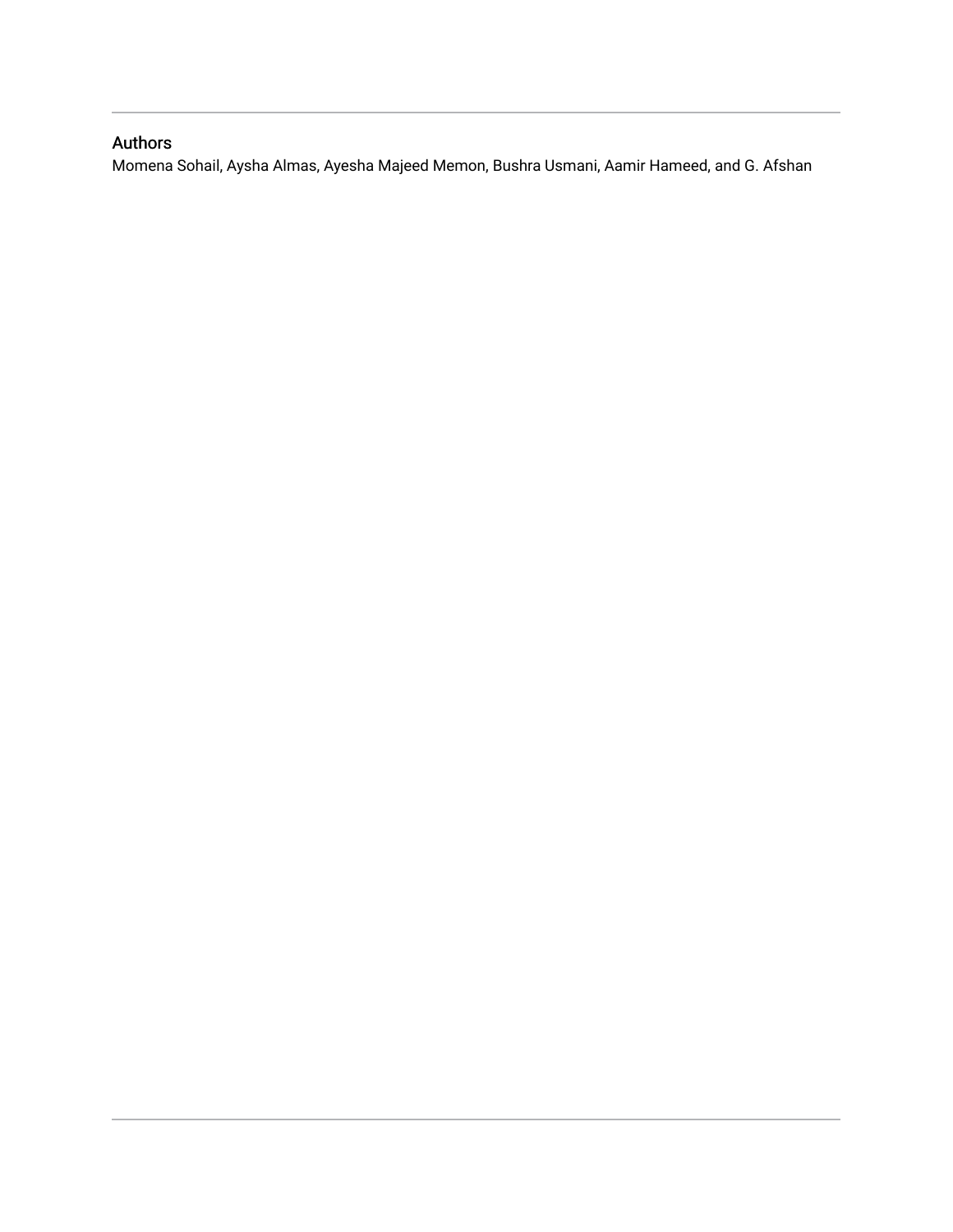## Authors

Momena Sohail, Aysha Almas, Ayesha Majeed Memon, Bushra Usmani, Aamir Hameed, and G. Afshan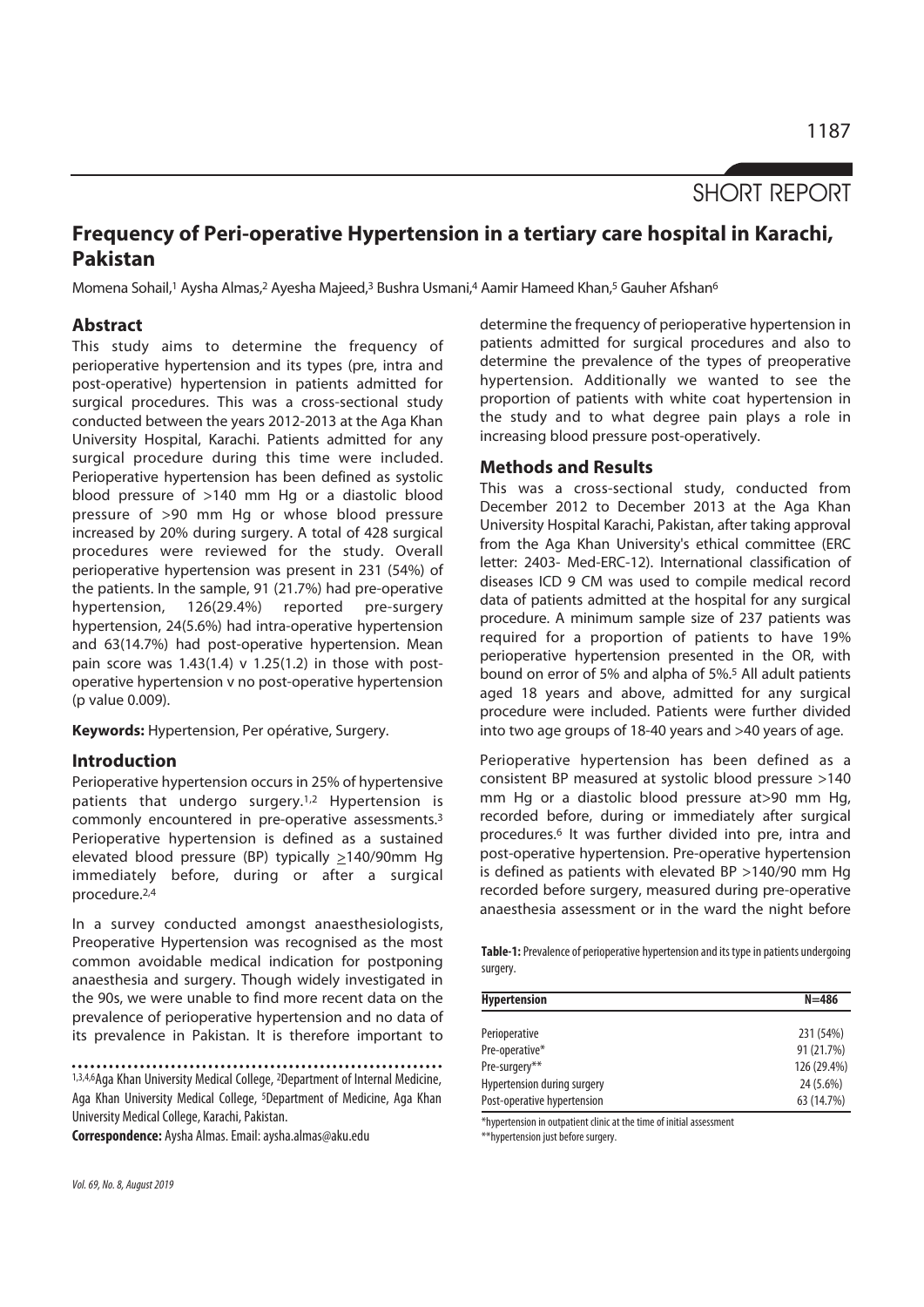## SHORT REPORT

# Frequency of Peri-operative Hypertension in a tertiary care hospital in Karachi, Pakistan

Momena Sohail,[1] Aysha Almas,[2] Ayesha Majeed,[3] Bushra Usmani,[4] Aamir Hameed Khan,[5] Gauher Afshan[6]

## Abstract

This study aims to determine the frequency of perioperative hypertension and its types (pre, intra and post-operative) hypertension in patients admitted for surgical procedures. This was a cross-sectional study conducted between the years 2012-2013 at the Aga Khan University Hospital, Karachi. Patients admitted for any surgical procedure during this time were included. Perioperative hypertension has been defined as systolic blood pressure of >140 mm Hg or a diastolic blood pressure of >90 mm Hg or whose blood pressure increased by 20% during surgery. A total of 428 surgical procedures were reviewed for the study. Overall perioperative hypertension was present in 231 (54%) of the patients. In the sample, 91 (21.7%) had pre-operative hypertension, 126(29.4%) reported pre-surgery hypertension, 24(5.6%) had intra-operative hypertension and 63(14.7%) had post-operative hypertension. Mean pain score was 1.43(1.4) v 1.25(1.2) in those with post-operative hypertension v no post-operative hypertension (p value 0.009).

**Keywords:** Hypertension, Per opérative, Surgery.

## Introduction

Perioperative hypertension occurs in 25% of hypertensive patients that undergo surgery.[1,2] Hypertension is commonly encountered in pre-operative assessments.[3] Perioperative hypertension is defined as a sustained elevated blood pressure (BP) typically $\geq$140/90mm Hg immediately before, during or after a surgical procedure.[2,4]

In a survey conducted amongst anaesthesiologists, Preoperative Hypertension was recognised as the most common avoidable medical indication for postponing anaesthesia and surgery. Though widely investigated in the 90s, we were unable to find more recent data on the prevalence of perioperative hypertension and no data of its prevalence in Pakistan. It is therefore important to determine the frequency of perioperative hypertension in patients admitted for surgical procedures and also to determine the prevalence of the types of preoperative hypertension. Additionally we wanted to see the proportion of patients with white coat hypertension in the study and to what degree pain plays a role in increasing blood pressure post-operatively.

[1,3,4,6]Aga Khan University Medical College, [2]Department of Internal Medicine, Aga Khan University Medical College, [5]Department of Medicine, Aga Khan University Medical College, Karachi, Pakistan.

**Correspondence:** Aysha Almas. Email: aysha.almas@aku.edu

## Methods and Results

This was a cross-sectional study, conducted from December 2012 to December 2013 at the Aga Khan University Hospital Karachi, Pakistan, after taking approval from the Aga Khan University's ethical committee (ERC letter: 2403- Med-ERC-12). International classification of diseases ICD 9 CM was used to compile medical record data of patients admitted at the hospital for any surgical procedure. A minimum sample size of 237 patients was required for a proportion of patients to have 19% perioperative hypertension presented in the OR, with bound on error of 5% and alpha of 5%.[5] All adult patients aged 18 years and above, admitted for any surgical procedure were included. Patients were further divided into two age groups of 18-40 years and >40 years of age.

Perioperative hypertension has been defined as a consistent BP measured at systolic blood pressure >140 mm Hg or a diastolic blood pressure at>90 mm Hg, recorded before, during or immediately after surgical procedures.[6] It was further divided into pre, intra and post-operative hypertension. Pre-operative hypertension is defined as patients with elevated BP >140/90 mm Hg recorded before surgery, measured during pre-operative anaesthesia assessment or in the ward the night before

**Table-1:** Prevalence of perioperative hypertension and its type in patients undergoing surgery.

| Hypertension | N=486 |
|---|---|
| Perioperative | 231 (54%) |
| Pre-operative* | 91 (21.7%) |
| Pre-surgery** | 126 (29.4%) |
| Hypertension during surgery | 24 (5.6%) |
| Post-operative hypertension | 63 (14.7%) |

*hypertension in outpatient clinic at the time of initial assessment

**hypertension just before surgery.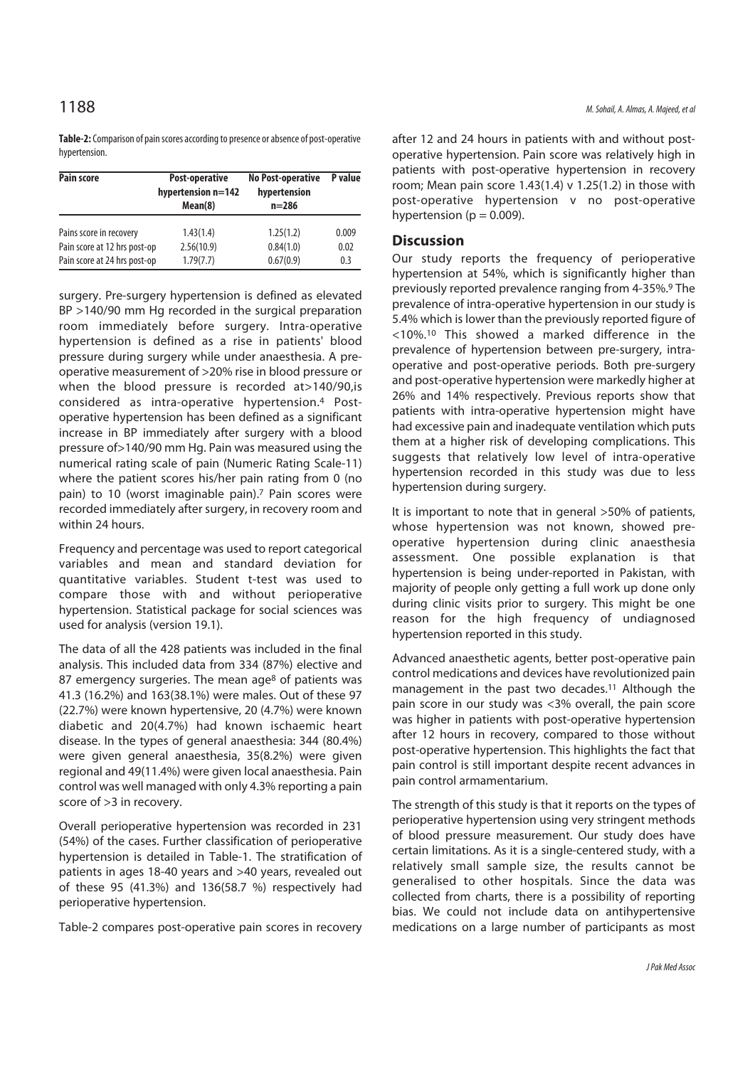**Table-2:** Comparison of pain scores according to presence or absence of post-operative hypertension.

| Pain score | Post-operative hypertension n=142 Mean(8) | No Post-operative hypertension n=286 | P value |
|---|---|---|---|
| Pains score in recovery | 1.43(1.4) | 1.25(1.2) | 0.009 |
| Pain score at 12 hrs post-op | 2.56(10.9) | 0.84(1.0) | 0.02 |
| Pain score at 24 hrs post-op | 1.79(7.7) | 0.67(0.9) | 0.3 |

surgery. Pre-surgery hypertension is defined as elevated BP >140/90 mm Hg recorded in the surgical preparation room immediately before surgery. Intra-operative hypertension is defined as a rise in patients' blood pressure during surgery while under anaesthesia. A pre-operative measurement of >20% rise in blood pressure or when the blood pressure is recorded at>140/90,is considered as intra-operative hypertension.[4] Post-operative hypertension has been defined as a significant increase in BP immediately after surgery with a blood pressure of>140/90 mm Hg. Pain was measured using the numerical rating scale of pain (Numeric Rating Scale-11) where the patient scores his/her pain rating from 0 (no pain) to 10 (worst imaginable pain).[7] Pain scores were recorded immediately after surgery, in recovery room and within 24 hours.

Frequency and percentage was used to report categorical variables and mean and standard deviation for quantitative variables. Student t-test was used to compare those with and without perioperative hypertension. Statistical package for social sciences was used for analysis (version 19.1).

The data of all the 428 patients was included in the final analysis. This included data from 334 (87%) elective and 87 emergency surgeries. The mean age[8] of patients was 41.3 (16.2%) and 163(38.1%) were males. Out of these 97 (22.7%) were known hypertensive, 20 (4.7%) were known diabetic and 20(4.7%) had known ischaemic heart disease. In the types of general anaesthesia: 344 (80.4%) were given general anaesthesia, 35(8.2%) were given regional and 49(11.4%) were given local anaesthesia. Pain control was well managed with only 4.3% reporting a pain score of >3 in recovery.

Overall perioperative hypertension was recorded in 231 (54%) of the cases. Further classification of perioperative hypertension is detailed in Table-1. The stratification of patients in ages 18-40 years and >40 years, revealed out of these 95 (41.3%) and 136(58.7 %) respectively had perioperative hypertension.

Table-2 compares post-operative pain scores in recovery after 12 and 24 hours in patients with and without post-operative hypertension. Pain score was relatively high in patients with post-operative hypertension in recovery room; Mean pain score 1.43(1.4) v 1.25(1.2) in those with post-operative hypertension v no post-operative hypertension ($p = 0.009$).

## Discussion

Our study reports the frequency of perioperative hypertension at 54%, which is significantly higher than previously reported prevalence ranging from 4-35%.[9] The prevalence of intra-operative hypertension in our study is 5.4% which is lower than the previously reported figure of <10%.[10] This showed a marked difference in the prevalence of hypertension between pre-surgery, intra-operative and post-operative periods. Both pre-surgery and post-operative hypertension were markedly higher at 26% and 14% respectively. Previous reports show that patients with intra-operative hypertension might have had excessive pain and inadequate ventilation which puts them at a higher risk of developing complications. This suggests that relatively low level of intra-operative hypertension recorded in this study was due to less hypertension during surgery.

It is important to note that in general >50% of patients, whose hypertension was not known, showed pre-operative hypertension during clinic anaesthesia assessment. One possible explanation is that hypertension is being under-reported in Pakistan, with majority of people only getting a full work up done only during clinic visits prior to surgery. This might be one reason for the high frequency of undiagnosed hypertension reported in this study.

Advanced anaesthetic agents, better post-operative pain control medications and devices have revolutionized pain management in the past two decades.[11] Although the pain score in our study was <3% overall, the pain score was higher in patients with post-operative hypertension after 12 hours in recovery, compared to those without post-operative hypertension. This highlights the fact that pain control is still important despite recent advances in pain control armamentarium.

The strength of this study is that it reports on the types of perioperative hypertension using very stringent methods of blood pressure measurement. Our study does have certain limitations. As it is a single-centered study, with a relatively small sample size, the results cannot be generalised to other hospitals. Since the data was collected from charts, there is a possibility of reporting bias. We could not include data on antihypertensive medications on a large number of participants as most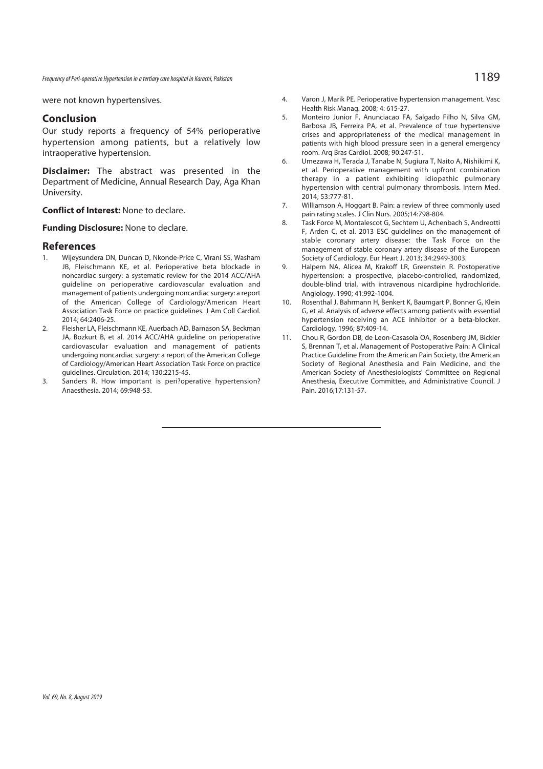were not known hypertensives.

## Conclusion

Our study reports a frequency of 54% perioperative hypertension among patients, but a relatively low intraoperative hypertension.

**Disclaimer:** The abstract was presented in the Department of Medicine, Annual Research Day, Aga Khan University.

**Conflict of Interest:** None to declare.

**Funding Disclosure:** None to declare.

## References

1. Wijeysundera DN, Duncan D, Nkonde-Price C, Virani SS, Washam JB, Fleischmann KE, et al. Perioperative beta blockade in noncardiac surgery: a systematic review for the 2014 ACC/AHA guideline on perioperative cardiovascular evaluation and management of patients undergoing noncardiac surgery: a report of the American College of Cardiology/American Heart Association Task Force on practice guidelines. J Am Coll Cardiol. 2014; 64:2406-25.
2. Fleisher LA, Fleischmann KE, Auerbach AD, Barnason SA, Beckman JA, Bozkurt B, et al. 2014 ACC/AHA guideline on perioperative cardiovascular evaluation and management of patients undergoing noncardiac surgery: a report of the American College of Cardiology/American Heart Association Task Force on practice guidelines. Circulation. 2014; 130:2215-45.
3. Sanders R. How important is peri?operative hypertension? Anaesthesia. 2014; 69:948-53.
4. Varon J, Marik PE. Perioperative hypertension management. Vasc Health Risk Manag. 2008; 4: 615-27.
5. Monteiro Junior F, Anunciacao FA, Salgado Filho N, Silva GM, Barbosa JB, Ferreira PA, et al. Prevalence of true hypertensive crises and appropriateness of the medical management in patients with high blood pressure seen in a general emergency room. Arq Bras Cardiol. 2008; 90:247-51.
6. Umezawa H, Terada J, Tanabe N, Sugiura T, Naito A, Nishikimi K, et al. Perioperative management with upfront combination therapy in a patient exhibiting idiopathic pulmonary hypertension with central pulmonary thrombosis. Intern Med. 2014; 53:777-81.
7. Williamson A, Hoggart B. Pain: a review of three commonly used pain rating scales. J Clin Nurs. 2005;14:798-804.
8. Task Force M, Montalescot G, Sechtem U, Achenbach S, Andreotti F, Arden C, et al. 2013 ESC guidelines on the management of stable coronary artery disease: the Task Force on the management of stable coronary artery disease of the European Society of Cardiology. Eur Heart J. 2013; 34:2949-3003.
9. Halpern NA, Alicea M, Krakoff LR, Greenstein R. Postoperative hypertension: a prospective, placebo-controlled, randomized, double-blind trial, with intravenous nicardipine hydrochloride. Angiology. 1990; 41:992-1004.
10. Rosenthal J, Bahrmann H, Benkert K, Baumgart P, Bonner G, Klein G, et al. Analysis of adverse effects among patients with essential hypertension receiving an ACE inhibitor or a beta-blocker. Cardiology. 1996; 87:409-14.
11. Chou R, Gordon DB, de Leon-Casasola OA, Rosenberg JM, Bickler S, Brennan T, et al. Management of Postoperative Pain: A Clinical Practice Guideline From the American Pain Society, the American Society of Regional Anesthesia and Pain Medicine, and the American Society of Anesthesiologists' Committee on Regional Anesthesia, Executive Committee, and Administrative Council. J Pain. 2016;17:131-57.